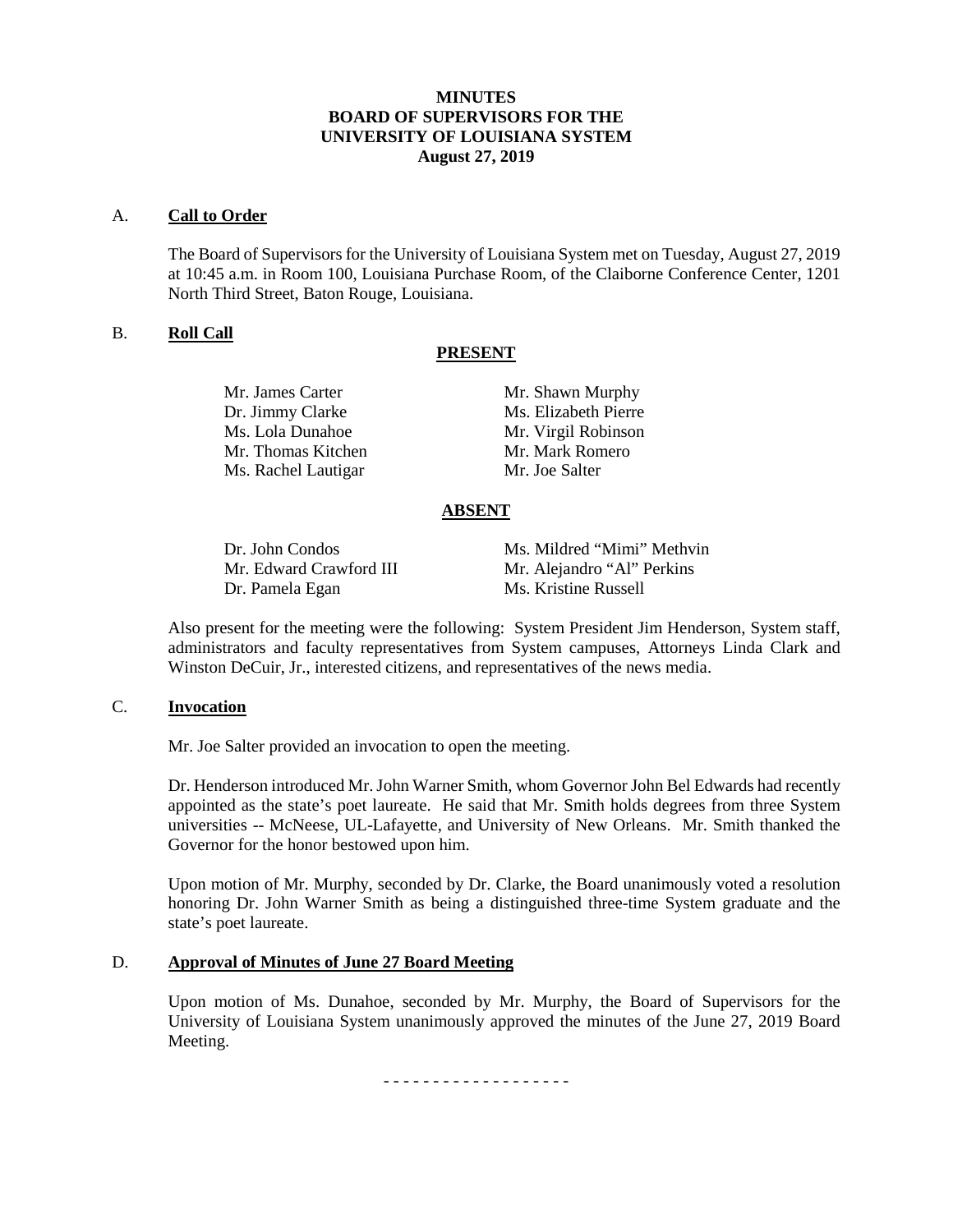**MINUTES**
**BOARD OF SUPERVISORS FOR THE**
**UNIVERSITY OF LOUISIANA SYSTEM**
**August 27, 2019**

A. **Call to Order**

The Board of Supervisors for the University of Louisiana System met on Tuesday, August 27, 2019 at 10:45 a.m. in Room 100, Louisiana Purchase Room, of the Claiborne Conference Center, 1201 North Third Street, Baton Rouge, Louisiana.

B. **Roll Call**

**PRESENT**

Mr. James Carter
Dr. Jimmy Clarke
Ms. Lola Dunahoe
Mr. Thomas Kitchen
Ms. Rachel Lautigar
Mr. Shawn Murphy
Ms. Elizabeth Pierre
Mr. Virgil Robinson
Mr. Mark Romero
Mr. Joe Salter

**ABSENT**

Dr. John Condos
Mr. Edward Crawford III
Dr. Pamela Egan
Ms. Mildred "Mimi" Methvin
Mr. Alejandro "Al" Perkins
Ms. Kristine Russell

Also present for the meeting were the following: System President Jim Henderson, System staff, administrators and faculty representatives from System campuses, Attorneys Linda Clark and Winston DeCuir, Jr., interested citizens, and representatives of the news media.

C. **Invocation**

Mr. Joe Salter provided an invocation to open the meeting.

Dr. Henderson introduced Mr. John Warner Smith, whom Governor John Bel Edwards had recently appointed as the state's poet laureate. He said that Mr. Smith holds degrees from three System universities -- McNeese, UL-Lafayette, and University of New Orleans. Mr. Smith thanked the Governor for the honor bestowed upon him.

Upon motion of Mr. Murphy, seconded by Dr. Clarke, the Board unanimously voted a resolution honoring Dr. John Warner Smith as being a distinguished three-time System graduate and the state's poet laureate.

D. **Approval of Minutes of June 27 Board Meeting**

Upon motion of Ms. Dunahoe, seconded by Mr. Murphy, the Board of Supervisors for the University of Louisiana System unanimously approved the minutes of the June 27, 2019 Board Meeting.

\- - - - - - - - - - - - - - - - - - -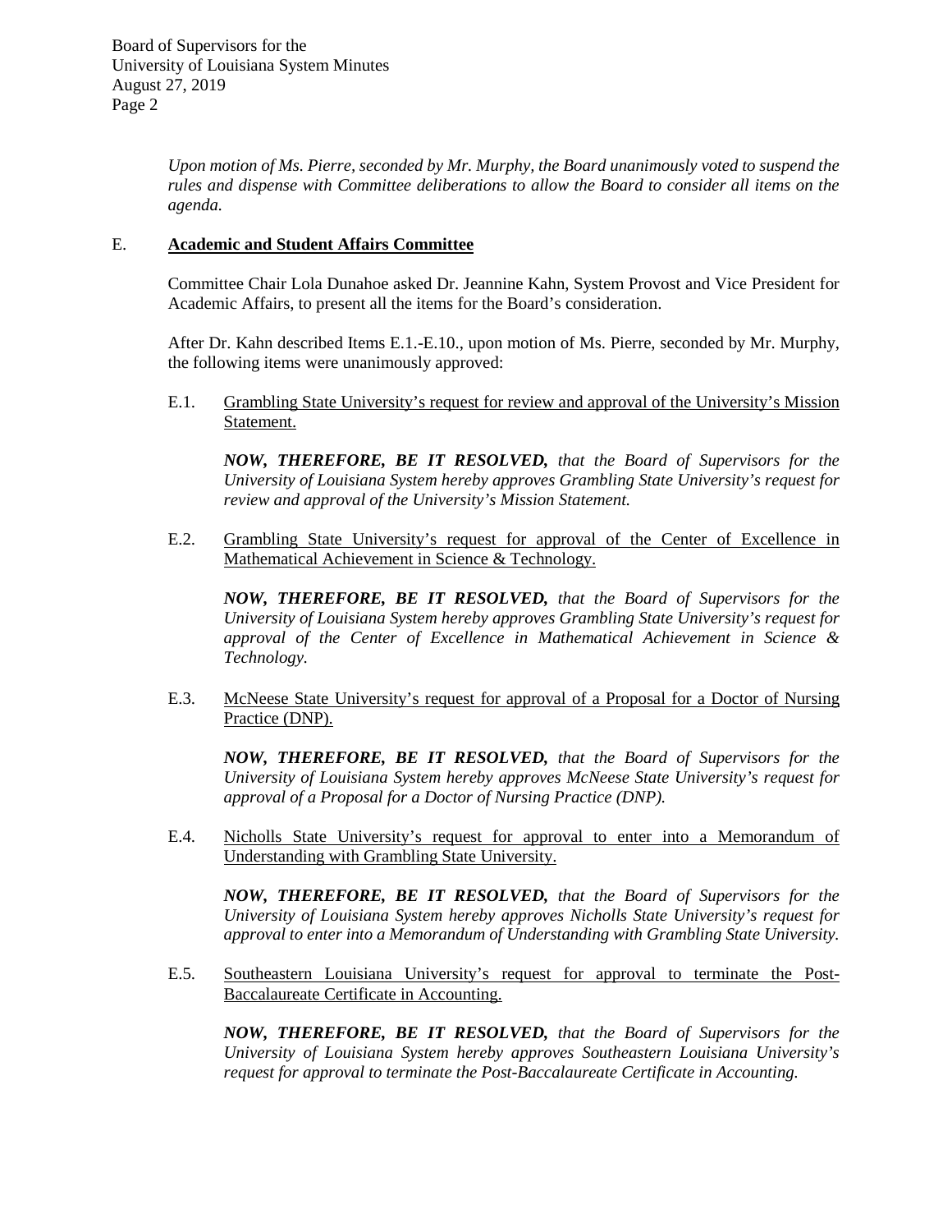*Upon motion of Ms. Pierre, seconded by Mr. Murphy, the Board unanimously voted to suspend the rules and dispense with Committee deliberations to allow the Board to consider all items on the agenda.*

## E. Academic and Student Affairs Committee

Committee Chair Lola Dunahoe asked Dr. Jeannine Kahn, System Provost and Vice President for Academic Affairs, to present all the items for the Board's consideration.

After Dr. Kahn described Items E.1.-E.10., upon motion of Ms. Pierre, seconded by Mr. Murphy, the following items were unanimously approved:

E.1. Grambling State University's request for review and approval of the University's Mission Statement.

> ***NOW, THEREFORE, BE IT RESOLVED,*** *that the Board of Supervisors for the University of Louisiana System hereby approves Grambling State University's request for review and approval of the University's Mission Statement.*

E.2. Grambling State University's request for approval of the Center of Excellence in Mathematical Achievement in Science & Technology.

> ***NOW, THEREFORE, BE IT RESOLVED,*** *that the Board of Supervisors for the University of Louisiana System hereby approves Grambling State University's request for approval of the Center of Excellence in Mathematical Achievement in Science & Technology.*

E.3. McNeese State University's request for approval of a Proposal for a Doctor of Nursing Practice (DNP).

> ***NOW, THEREFORE, BE IT RESOLVED,*** *that the Board of Supervisors for the University of Louisiana System hereby approves McNeese State University's request for approval of a Proposal for a Doctor of Nursing Practice (DNP).*

E.4. Nicholls State University's request for approval to enter into a Memorandum of Understanding with Grambling State University.

> ***NOW, THEREFORE, BE IT RESOLVED,*** *that the Board of Supervisors for the University of Louisiana System hereby approves Nicholls State University's request for approval to enter into a Memorandum of Understanding with Grambling State University.*

E.5. Southeastern Louisiana University's request for approval to terminate the Post-Baccalaureate Certificate in Accounting.

> ***NOW, THEREFORE, BE IT RESOLVED,*** *that the Board of Supervisors for the University of Louisiana System hereby approves Southeastern Louisiana University's request for approval to terminate the Post-Baccalaureate Certificate in Accounting.*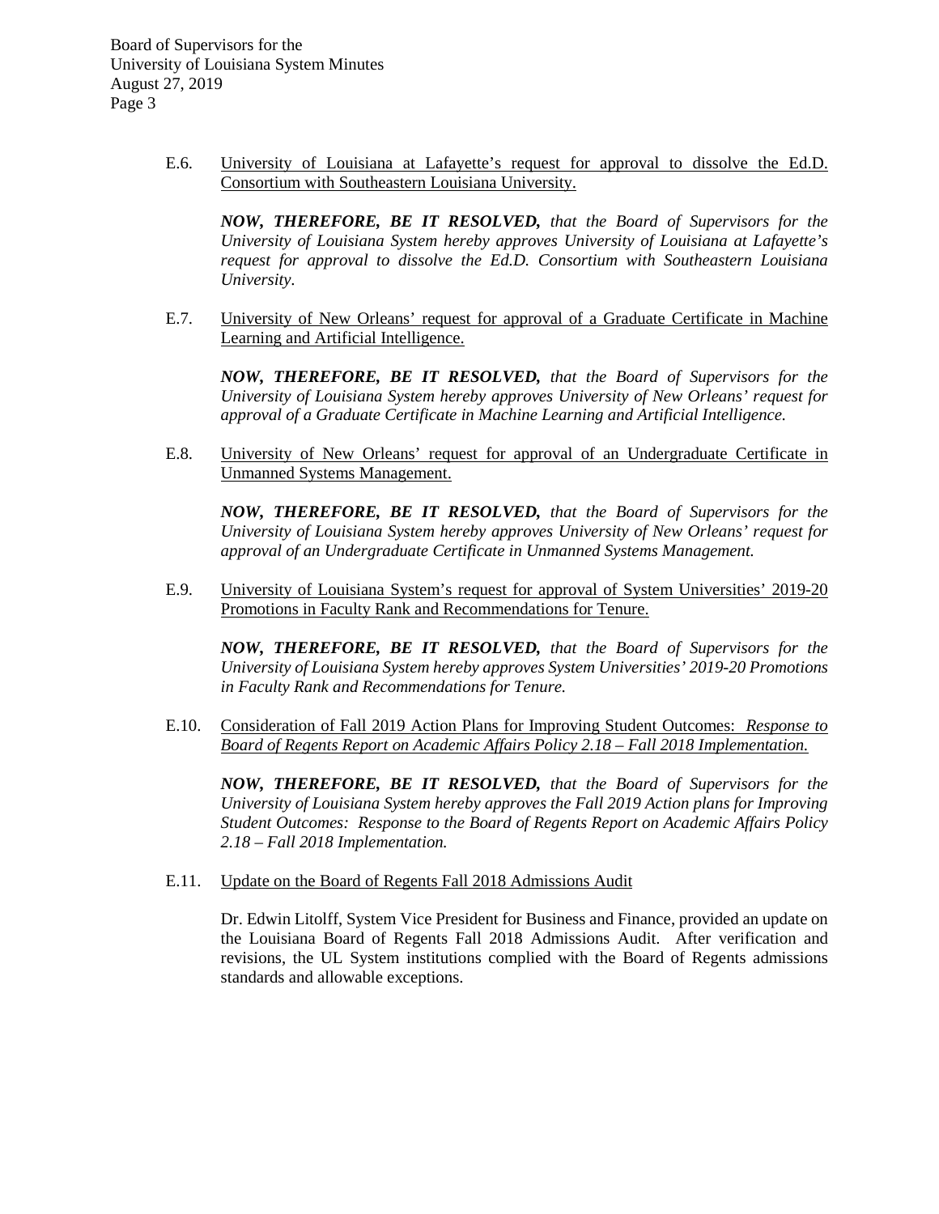E.6. University of Louisiana at Lafayette's request for approval to dissolve the Ed.D. Consortium with Southeastern Louisiana University.

***NOW, THEREFORE, BE IT RESOLVED,*** *that the Board of Supervisors for the University of Louisiana System hereby approves University of Louisiana at Lafayette's request for approval to dissolve the Ed.D. Consortium with Southeastern Louisiana University.*

E.7. University of New Orleans' request for approval of a Graduate Certificate in Machine Learning and Artificial Intelligence.

***NOW, THEREFORE, BE IT RESOLVED,*** *that the Board of Supervisors for the University of Louisiana System hereby approves University of New Orleans' request for approval of a Graduate Certificate in Machine Learning and Artificial Intelligence.*

E.8. University of New Orleans' request for approval of an Undergraduate Certificate in Unmanned Systems Management.

***NOW, THEREFORE, BE IT RESOLVED,*** *that the Board of Supervisors for the University of Louisiana System hereby approves University of New Orleans' request for approval of an Undergraduate Certificate in Unmanned Systems Management.*

E.9. University of Louisiana System's request for approval of System Universities' 2019-20 Promotions in Faculty Rank and Recommendations for Tenure.

***NOW, THEREFORE, BE IT RESOLVED,*** *that the Board of Supervisors for the University of Louisiana System hereby approves System Universities' 2019-20 Promotions in Faculty Rank and Recommendations for Tenure.*

E.10. Consideration of Fall 2019 Action Plans for Improving Student Outcomes: *Response to Board of Regents Report on Academic Affairs Policy 2.18 – Fall 2018 Implementation.*

***NOW, THEREFORE, BE IT RESOLVED,*** *that the Board of Supervisors for the University of Louisiana System hereby approves the Fall 2019 Action plans for Improving Student Outcomes: Response to the Board of Regents Report on Academic Affairs Policy 2.18 – Fall 2018 Implementation.*

E.11. Update on the Board of Regents Fall 2018 Admissions Audit

Dr. Edwin Litolff, System Vice President for Business and Finance, provided an update on the Louisiana Board of Regents Fall 2018 Admissions Audit. After verification and revisions, the UL System institutions complied with the Board of Regents admissions standards and allowable exceptions.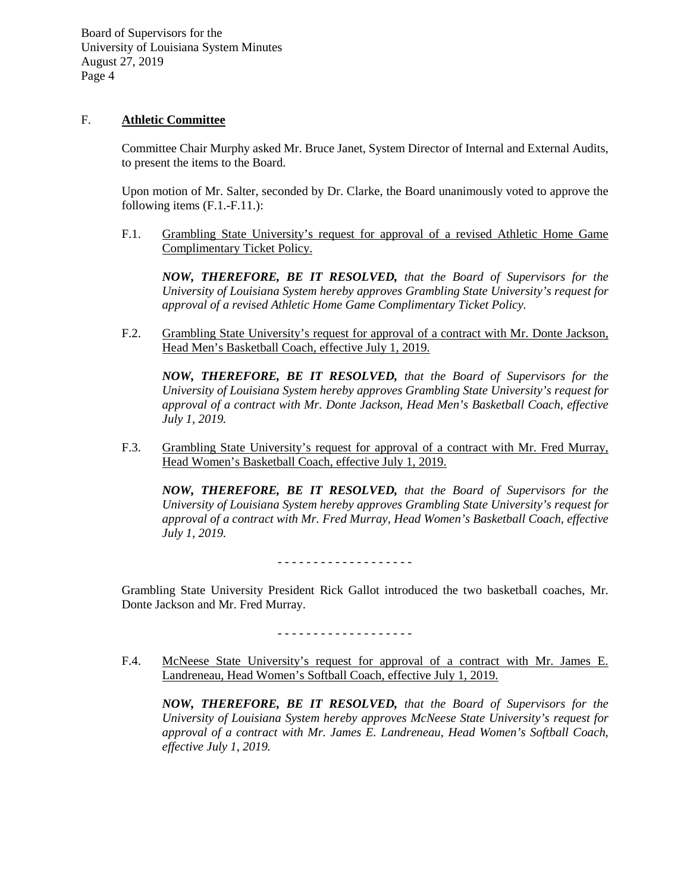## F. <u>Athletic Committee</u>

Committee Chair Murphy asked Mr. Bruce Janet, System Director of Internal and External Audits, to present the items to the Board.

Upon motion of Mr. Salter, seconded by Dr. Clarke, the Board unanimously voted to approve the following items (F.1.-F.11.):

F.1. <u>Grambling State University's request for approval of a revised Athletic Home Game Complimentary Ticket Policy.</u>

***NOW, THEREFORE, BE IT RESOLVED,*** *that the Board of Supervisors for the University of Louisiana System hereby approves Grambling State University's request for approval of a revised Athletic Home Game Complimentary Ticket Policy.*

F.2. <u>Grambling State University's request for approval of a contract with Mr. Donte Jackson, Head Men's Basketball Coach, effective July 1, 2019.</u>

***NOW, THEREFORE, BE IT RESOLVED,*** *that the Board of Supervisors for the University of Louisiana System hereby approves Grambling State University's request for approval of a contract with Mr. Donte Jackson, Head Men's Basketball Coach, effective July 1, 2019.*

F.3. <u>Grambling State University's request for approval of a contract with Mr. Fred Murray, Head Women's Basketball Coach, effective July 1, 2019.</u>

***NOW, THEREFORE, BE IT RESOLVED,*** *that the Board of Supervisors for the University of Louisiana System hereby approves Grambling State University's request for approval of a contract with Mr. Fred Murray, Head Women's Basketball Coach, effective July 1, 2019.*

- - - - - - - - - - - - - - - - - - -

Grambling State University President Rick Gallot introduced the two basketball coaches, Mr. Donte Jackson and Mr. Fred Murray.

- - - - - - - - - - - - - - - - - - -

F.4. <u>McNeese State University's request for approval of a contract with Mr. James E. Landreneau, Head Women's Softball Coach, effective July 1, 2019.</u>

***NOW, THEREFORE, BE IT RESOLVED,*** *that the Board of Supervisors for the University of Louisiana System hereby approves McNeese State University's request for approval of a contract with Mr. James E. Landreneau, Head Women's Softball Coach, effective July 1, 2019.*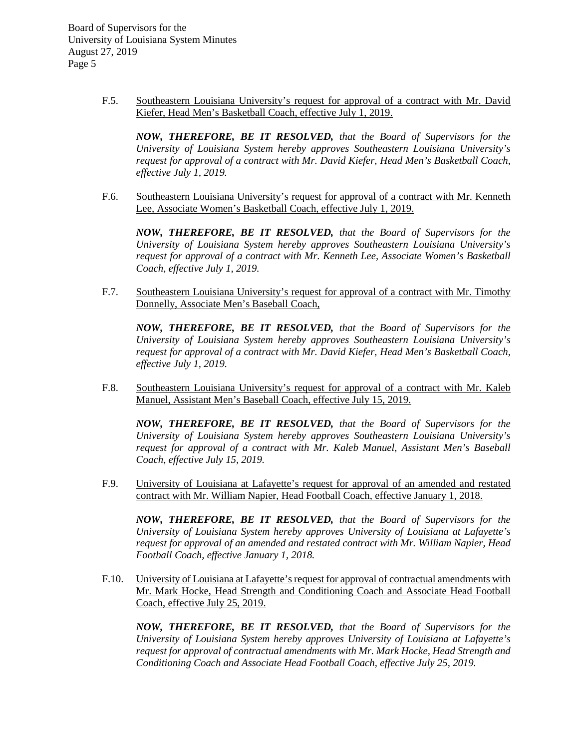F.5. Southeastern Louisiana University's request for approval of a contract with Mr. David Kiefer, Head Men's Basketball Coach, effective July 1, 2019.

***NOW, THEREFORE, BE IT RESOLVED,*** *that the Board of Supervisors for the University of Louisiana System hereby approves Southeastern Louisiana University's request for approval of a contract with Mr. David Kiefer, Head Men's Basketball Coach, effective July 1, 2019.*

F.6. Southeastern Louisiana University's request for approval of a contract with Mr. Kenneth Lee, Associate Women's Basketball Coach, effective July 1, 2019.

***NOW, THEREFORE, BE IT RESOLVED,*** *that the Board of Supervisors for the University of Louisiana System hereby approves Southeastern Louisiana University's request for approval of a contract with Mr. Kenneth Lee, Associate Women's Basketball Coach, effective July 1, 2019.*

F.7. Southeastern Louisiana University's request for approval of a contract with Mr. Timothy Donnelly, Associate Men's Baseball Coach,

***NOW, THEREFORE, BE IT RESOLVED,*** *that the Board of Supervisors for the University of Louisiana System hereby approves Southeastern Louisiana University's request for approval of a contract with Mr. David Kiefer, Head Men's Basketball Coach, effective July 1, 2019.*

F.8. Southeastern Louisiana University's request for approval of a contract with Mr. Kaleb Manuel, Assistant Men's Baseball Coach, effective July 15, 2019.

***NOW, THEREFORE, BE IT RESOLVED,*** *that the Board of Supervisors for the University of Louisiana System hereby approves Southeastern Louisiana University's request for approval of a contract with Mr. Kaleb Manuel, Assistant Men's Baseball Coach, effective July 15, 2019.*

F.9. University of Louisiana at Lafayette's request for approval of an amended and restated contract with Mr. William Napier, Head Football Coach, effective January 1, 2018.

***NOW, THEREFORE, BE IT RESOLVED,*** *that the Board of Supervisors for the University of Louisiana System hereby approves University of Louisiana at Lafayette's request for approval of an amended and restated contract with Mr. William Napier, Head Football Coach, effective January 1, 2018.*

F.10. University of Louisiana at Lafayette's request for approval of contractual amendments with Mr. Mark Hocke, Head Strength and Conditioning Coach and Associate Head Football Coach, effective July 25, 2019.

***NOW, THEREFORE, BE IT RESOLVED,*** *that the Board of Supervisors for the University of Louisiana System hereby approves University of Louisiana at Lafayette's request for approval of contractual amendments with Mr. Mark Hocke, Head Strength and Conditioning Coach and Associate Head Football Coach, effective July 25, 2019.*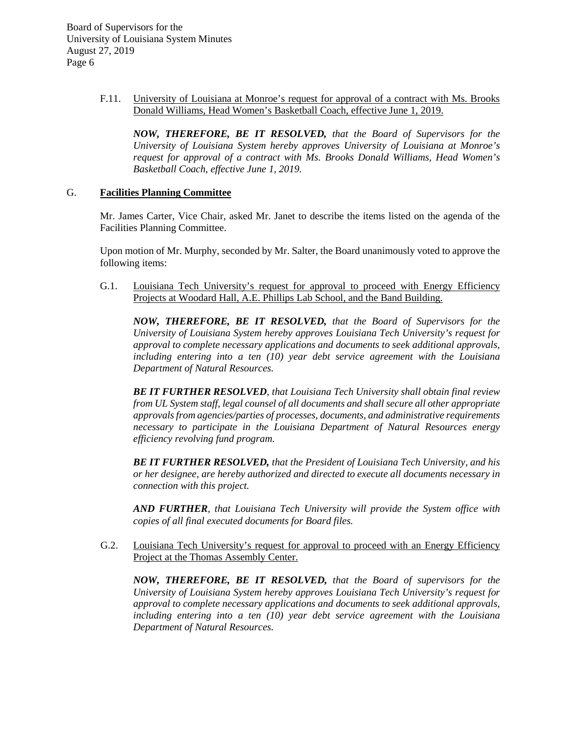F.11. University of Louisiana at Monroe's request for approval of a contract with Ms. Brooks Donald Williams, Head Women's Basketball Coach, effective June 1, 2019.

***NOW, THEREFORE, BE IT RESOLVED,*** *that the Board of Supervisors for the University of Louisiana System hereby approves University of Louisiana at Monroe's request for approval of a contract with Ms. Brooks Donald Williams, Head Women's Basketball Coach, effective June 1, 2019.*

## G. Facilities Planning Committee

Mr. James Carter, Vice Chair, asked Mr. Janet to describe the items listed on the agenda of the Facilities Planning Committee.

Upon motion of Mr. Murphy, seconded by Mr. Salter, the Board unanimously voted to approve the following items:

G.1. Louisiana Tech University's request for approval to proceed with Energy Efficiency Projects at Woodard Hall, A.E. Phillips Lab School, and the Band Building.

***NOW, THEREFORE, BE IT RESOLVED,*** *that the Board of Supervisors for the University of Louisiana System hereby approves Louisiana Tech University's request for approval to complete necessary applications and documents to seek additional approvals, including entering into a ten (10) year debt service agreement with the Louisiana Department of Natural Resources.*

***BE IT FURTHER RESOLVED****, that Louisiana Tech University shall obtain final review from UL System staff, legal counsel of all documents and shall secure all other appropriate approvals from agencies/parties of processes, documents, and administrative requirements necessary to participate in the Louisiana Department of Natural Resources energy efficiency revolving fund program.*

***BE IT FURTHER RESOLVED,*** *that the President of Louisiana Tech University, and his or her designee, are hereby authorized and directed to execute all documents necessary in connection with this project.*

***AND FURTHER****, that Louisiana Tech University will provide the System office with copies of all final executed documents for Board files.*

G.2. Louisiana Tech University's request for approval to proceed with an Energy Efficiency Project at the Thomas Assembly Center.

***NOW, THEREFORE, BE IT RESOLVED,*** *that the Board of supervisors for the University of Louisiana System hereby approves Louisiana Tech University's request for approval to complete necessary applications and documents to seek additional approvals, including entering into a ten (10) year debt service agreement with the Louisiana Department of Natural Resources.*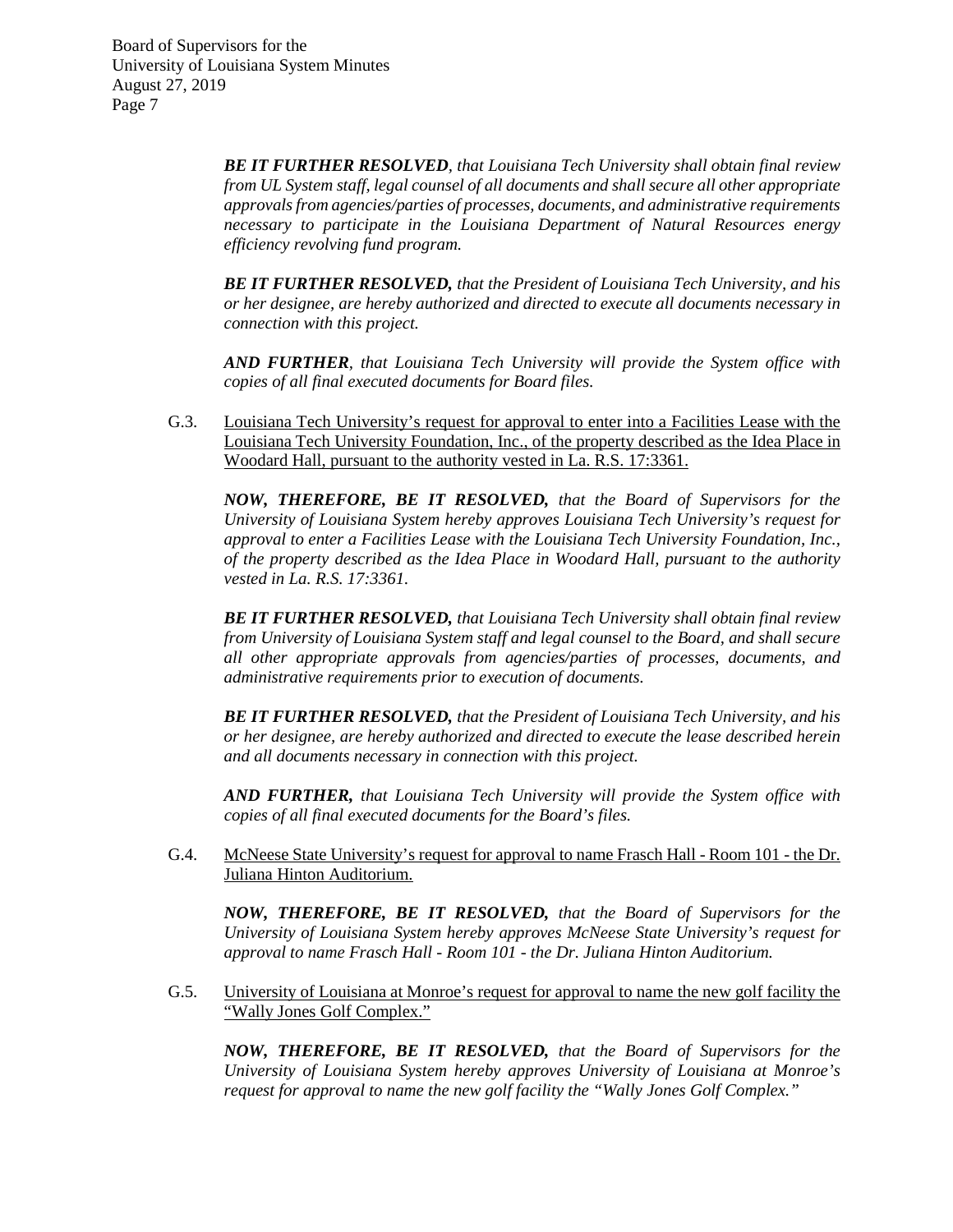***BE IT FURTHER RESOLVED**, that Louisiana Tech University shall obtain final review from UL System staff, legal counsel of all documents and shall secure all other appropriate approvals from agencies/parties of processes, documents, and administrative requirements necessary to participate in the Louisiana Department of Natural Resources energy efficiency revolving fund program.*

***BE IT FURTHER RESOLVED,** that the President of Louisiana Tech University, and his or her designee, are hereby authorized and directed to execute all documents necessary in connection with this project.*

***AND FURTHER**, that Louisiana Tech University will provide the System office with copies of all final executed documents for Board files.*

G.3. <u>Louisiana Tech University's request for approval to enter into a Facilities Lease with the Louisiana Tech University Foundation, Inc., of the property described as the Idea Place in Woodard Hall, pursuant to the authority vested in La. R.S. 17:3361.</u>

***NOW, THEREFORE, BE IT RESOLVED,** that the Board of Supervisors for the University of Louisiana System hereby approves Louisiana Tech University's request for approval to enter a Facilities Lease with the Louisiana Tech University Foundation, Inc., of the property described as the Idea Place in Woodard Hall, pursuant to the authority vested in La. R.S. 17:3361.*

***BE IT FURTHER RESOLVED,** that Louisiana Tech University shall obtain final review from University of Louisiana System staff and legal counsel to the Board, and shall secure all other appropriate approvals from agencies/parties of processes, documents, and administrative requirements prior to execution of documents.*

***BE IT FURTHER RESOLVED,** that the President of Louisiana Tech University, and his or her designee, are hereby authorized and directed to execute the lease described herein and all documents necessary in connection with this project.*

***AND FURTHER,** that Louisiana Tech University will provide the System office with copies of all final executed documents for the Board's files.*

G.4. <u>McNeese State University's request for approval to name Frasch Hall - Room 101 - the Dr. Juliana Hinton Auditorium.</u>

***NOW, THEREFORE, BE IT RESOLVED,** that the Board of Supervisors for the University of Louisiana System hereby approves McNeese State University's request for approval to name Frasch Hall - Room 101 - the Dr. Juliana Hinton Auditorium.*

G.5. <u>University of Louisiana at Monroe's request for approval to name the new golf facility the "Wally Jones Golf Complex."</u>

***NOW, THEREFORE, BE IT RESOLVED,** that the Board of Supervisors for the University of Louisiana System hereby approves University of Louisiana at Monroe's request for approval to name the new golf facility the "Wally Jones Golf Complex."*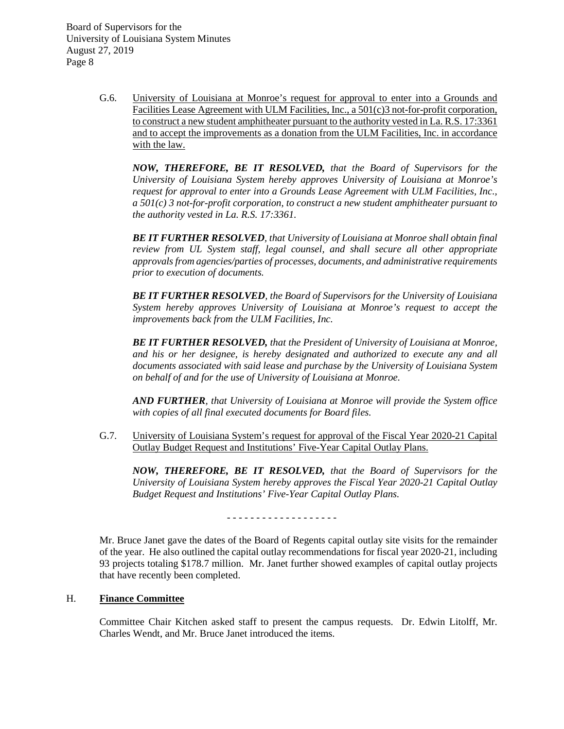G.6. University of Louisiana at Monroe's request for approval to enter into a Grounds and Facilities Lease Agreement with ULM Facilities, Inc., a 501(c)3 not-for-profit corporation, to construct a new student amphitheater pursuant to the authority vested in La. R.S. 17:3361 and to accept the improvements as a donation from the ULM Facilities, Inc. in accordance with the law.

***NOW, THEREFORE, BE IT RESOLVED,*** *that the Board of Supervisors for the University of Louisiana System hereby approves University of Louisiana at Monroe's request for approval to enter into a Grounds Lease Agreement with ULM Facilities, Inc., a 501(c) 3 not-for-profit corporation, to construct a new student amphitheater pursuant to the authority vested in La. R.S. 17:3361.*

***BE IT FURTHER RESOLVED****, that University of Louisiana at Monroe shall obtain final review from UL System staff, legal counsel, and shall secure all other appropriate approvals from agencies/parties of processes, documents, and administrative requirements prior to execution of documents.*

***BE IT FURTHER RESOLVED****, the Board of Supervisors for the University of Louisiana System hereby approves University of Louisiana at Monroe's request to accept the improvements back from the ULM Facilities, Inc.*

***BE IT FURTHER RESOLVED,*** *that the President of University of Louisiana at Monroe, and his or her designee, is hereby designated and authorized to execute any and all documents associated with said lease and purchase by the University of Louisiana System on behalf of and for the use of University of Louisiana at Monroe.*

***AND FURTHER****, that University of Louisiana at Monroe will provide the System office with copies of all final executed documents for Board files.*

G.7. University of Louisiana System's request for approval of the Fiscal Year 2020-21 Capital Outlay Budget Request and Institutions' Five-Year Capital Outlay Plans.

***NOW, THEREFORE, BE IT RESOLVED,*** *that the Board of Supervisors for the University of Louisiana System hereby approves the Fiscal Year 2020-21 Capital Outlay Budget Request and Institutions' Five-Year Capital Outlay Plans.*

- - - - - - - - - - - - - - - - - - -

Mr. Bruce Janet gave the dates of the Board of Regents capital outlay site visits for the remainder of the year. He also outlined the capital outlay recommendations for fiscal year 2020-21, including 93 projects totaling $178.7 million. Mr. Janet further showed examples of capital outlay projects that have recently been completed.

## H. **Finance Committee**

Committee Chair Kitchen asked staff to present the campus requests. Dr. Edwin Litolff, Mr. Charles Wendt, and Mr. Bruce Janet introduced the items.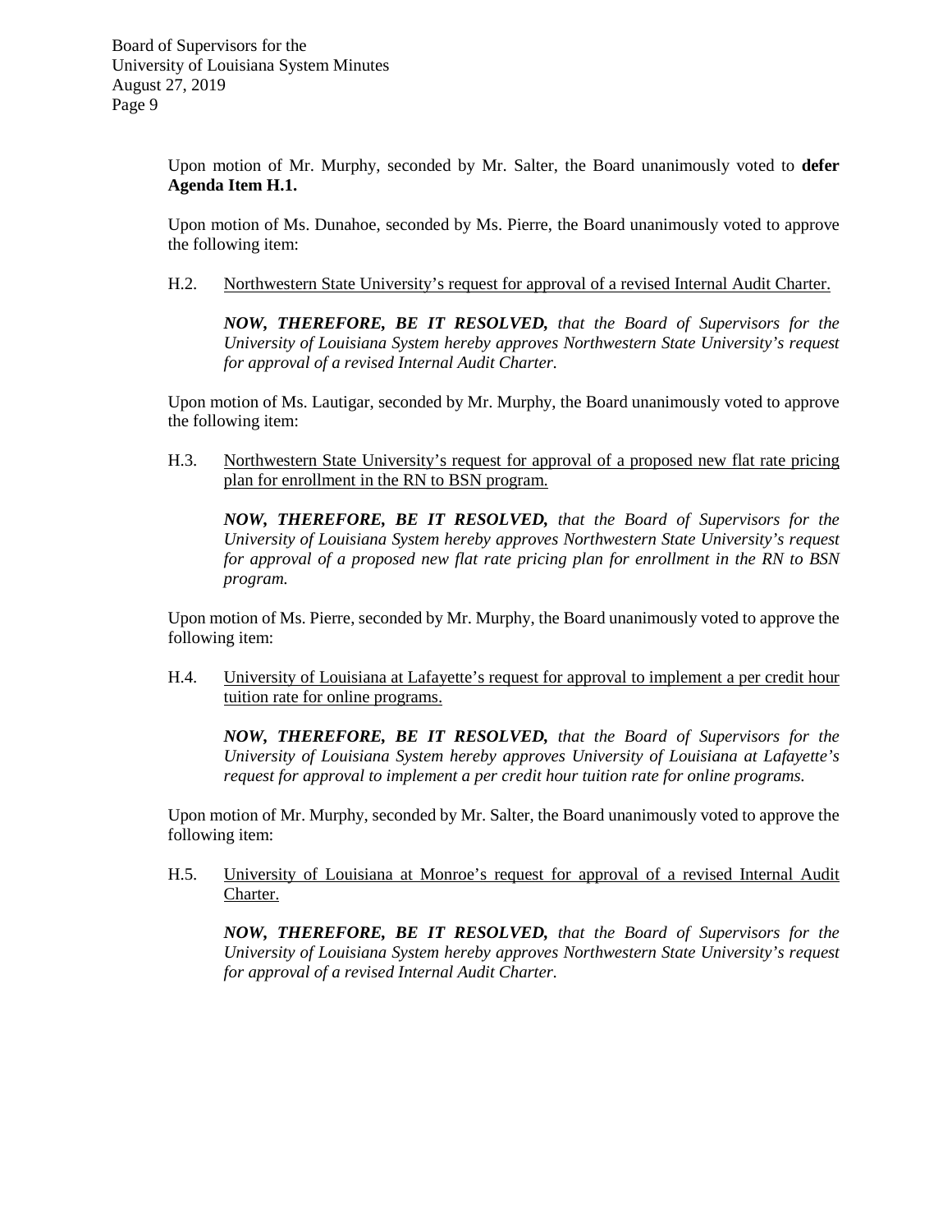Upon motion of Mr. Murphy, seconded by Mr. Salter, the Board unanimously voted to **defer Agenda Item H.1.**

Upon motion of Ms. Dunahoe, seconded by Ms. Pierre, the Board unanimously voted to approve the following item:

H.2. Northwestern State University's request for approval of a revised Internal Audit Charter.

> ***NOW, THEREFORE, BE IT RESOLVED,*** *that the Board of Supervisors for the University of Louisiana System hereby approves Northwestern State University's request for approval of a revised Internal Audit Charter.*

Upon motion of Ms. Lautigar, seconded by Mr. Murphy, the Board unanimously voted to approve the following item:

H.3. Northwestern State University's request for approval of a proposed new flat rate pricing plan for enrollment in the RN to BSN program.

> ***NOW, THEREFORE, BE IT RESOLVED,*** *that the Board of Supervisors for the University of Louisiana System hereby approves Northwestern State University's request for approval of a proposed new flat rate pricing plan for enrollment in the RN to BSN program.*

Upon motion of Ms. Pierre, seconded by Mr. Murphy, the Board unanimously voted to approve the following item:

H.4. University of Louisiana at Lafayette's request for approval to implement a per credit hour tuition rate for online programs.

> ***NOW, THEREFORE, BE IT RESOLVED,*** *that the Board of Supervisors for the University of Louisiana System hereby approves University of Louisiana at Lafayette's request for approval to implement a per credit hour tuition rate for online programs.*

Upon motion of Mr. Murphy, seconded by Mr. Salter, the Board unanimously voted to approve the following item:

H.5. University of Louisiana at Monroe's request for approval of a revised Internal Audit Charter.

> ***NOW, THEREFORE, BE IT RESOLVED,*** *that the Board of Supervisors for the University of Louisiana System hereby approves Northwestern State University's request for approval of a revised Internal Audit Charter.*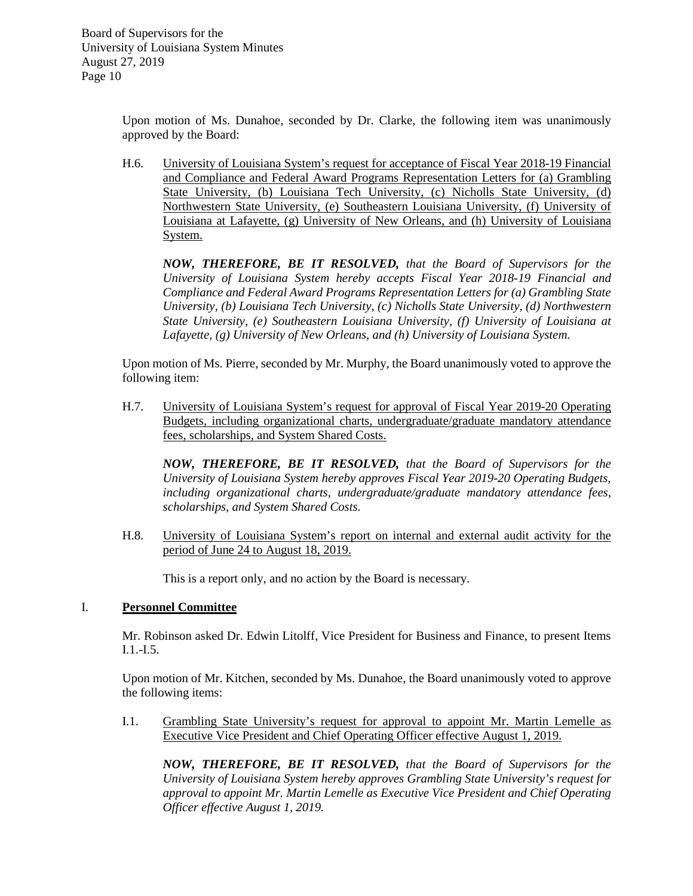Upon motion of Ms. Dunahoe, seconded by Dr. Clarke, the following item was unanimously approved by the Board:

H.6. <u>University of Louisiana System's request for acceptance of Fiscal Year 2018-19 Financial and Compliance and Federal Award Programs Representation Letters for (a) Grambling State University, (b) Louisiana Tech University, (c) Nicholls State University, (d) Northwestern State University, (e) Southeastern Louisiana University, (f) University of Louisiana at Lafayette, (g) University of New Orleans, and (h) University of Louisiana System.</u>

***NOW, THEREFORE, BE IT RESOLVED,*** *that the Board of Supervisors for the University of Louisiana System hereby accepts Fiscal Year 2018-19 Financial and Compliance and Federal Award Programs Representation Letters for (a) Grambling State University, (b) Louisiana Tech University, (c) Nicholls State University, (d) Northwestern State University, (e) Southeastern Louisiana University, (f) University of Louisiana at Lafayette, (g) University of New Orleans, and (h) University of Louisiana System.*

Upon motion of Ms. Pierre, seconded by Mr. Murphy, the Board unanimously voted to approve the following item:

H.7. <u>University of Louisiana System's request for approval of Fiscal Year 2019-20 Operating Budgets, including organizational charts, undergraduate/graduate mandatory attendance fees, scholarships, and System Shared Costs.</u>

***NOW, THEREFORE, BE IT RESOLVED,*** *that the Board of Supervisors for the University of Louisiana System hereby approves Fiscal Year 2019-20 Operating Budgets, including organizational charts, undergraduate/graduate mandatory attendance fees, scholarships, and System Shared Costs.*

H.8. <u>University of Louisiana System's report on internal and external audit activity for the period of June 24 to August 18, 2019.</u>

This is a report only, and no action by the Board is necessary.

## I. <u>**Personnel Committee**</u>

Mr. Robinson asked Dr. Edwin Litolff, Vice President for Business and Finance, to present Items I.1.-I.5.

Upon motion of Mr. Kitchen, seconded by Ms. Dunahoe, the Board unanimously voted to approve the following items:

I.1. <u>Grambling State University's request for approval to appoint Mr. Martin Lemelle as Executive Vice President and Chief Operating Officer effective August 1, 2019.</u>

***NOW, THEREFORE, BE IT RESOLVED,*** *that the Board of Supervisors for the University of Louisiana System hereby approves Grambling State University's request for approval to appoint Mr. Martin Lemelle as Executive Vice President and Chief Operating Officer effective August 1, 2019.*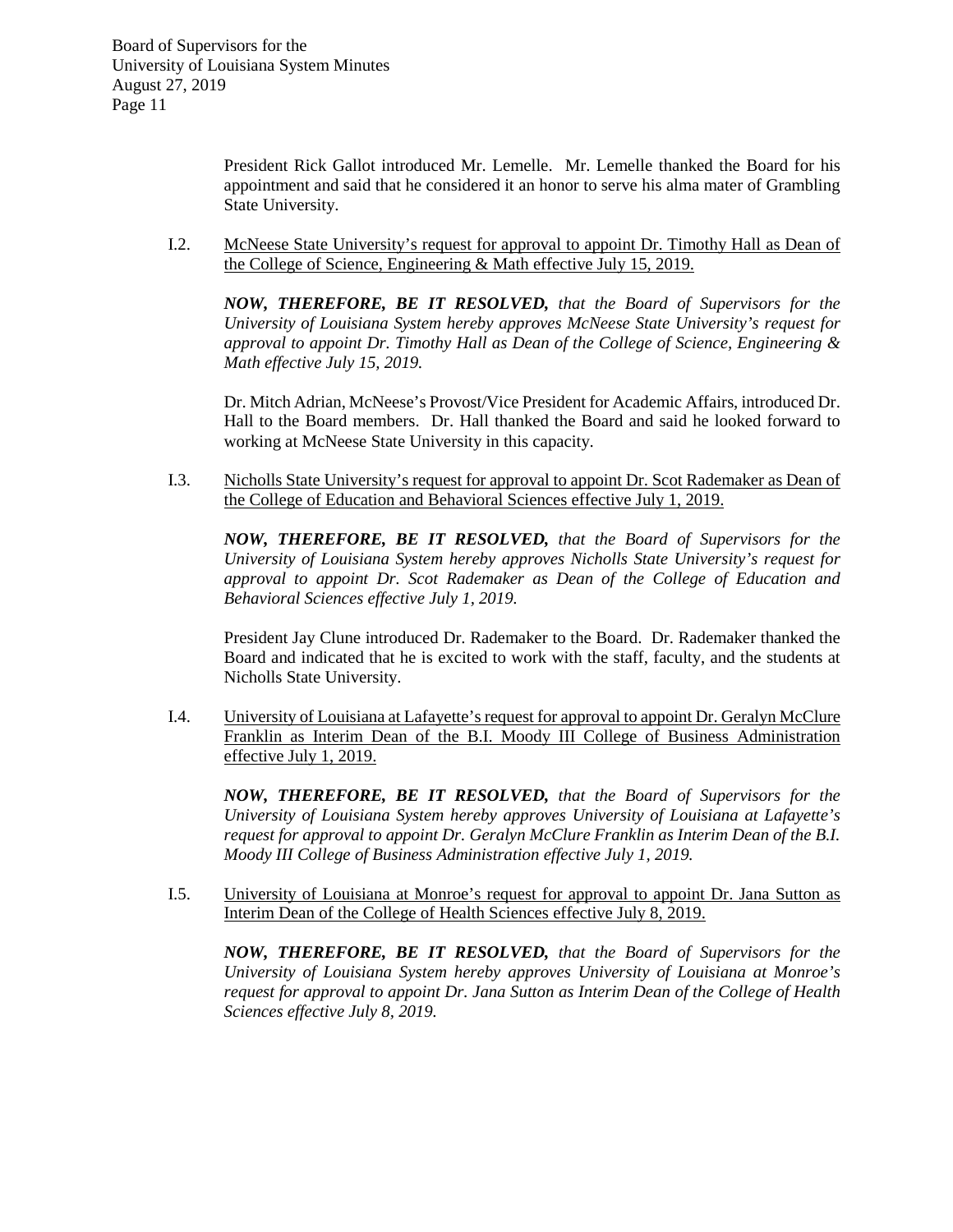President Rick Gallot introduced Mr. Lemelle. Mr. Lemelle thanked the Board for his appointment and said that he considered it an honor to serve his alma mater of Grambling State University.

I.2. McNeese State University's request for approval to appoint Dr. Timothy Hall as Dean of the College of Science, Engineering & Math effective July 15, 2019.

***NOW, THEREFORE, BE IT RESOLVED,*** *that the Board of Supervisors for the University of Louisiana System hereby approves McNeese State University's request for approval to appoint Dr. Timothy Hall as Dean of the College of Science, Engineering & Math effective July 15, 2019.*

Dr. Mitch Adrian, McNeese's Provost/Vice President for Academic Affairs, introduced Dr. Hall to the Board members. Dr. Hall thanked the Board and said he looked forward to working at McNeese State University in this capacity.

I.3. Nicholls State University's request for approval to appoint Dr. Scot Rademaker as Dean of the College of Education and Behavioral Sciences effective July 1, 2019.

***NOW, THEREFORE, BE IT RESOLVED,*** *that the Board of Supervisors for the University of Louisiana System hereby approves Nicholls State University's request for approval to appoint Dr. Scot Rademaker as Dean of the College of Education and Behavioral Sciences effective July 1, 2019.*

President Jay Clune introduced Dr. Rademaker to the Board. Dr. Rademaker thanked the Board and indicated that he is excited to work with the staff, faculty, and the students at Nicholls State University.

I.4. University of Louisiana at Lafayette's request for approval to appoint Dr. Geralyn McClure Franklin as Interim Dean of the B.I. Moody III College of Business Administration effective July 1, 2019.

***NOW, THEREFORE, BE IT RESOLVED,*** *that the Board of Supervisors for the University of Louisiana System hereby approves University of Louisiana at Lafayette's request for approval to appoint Dr. Geralyn McClure Franklin as Interim Dean of the B.I. Moody III College of Business Administration effective July 1, 2019.*

I.5. University of Louisiana at Monroe's request for approval to appoint Dr. Jana Sutton as Interim Dean of the College of Health Sciences effective July 8, 2019.

***NOW, THEREFORE, BE IT RESOLVED,*** *that the Board of Supervisors for the University of Louisiana System hereby approves University of Louisiana at Monroe's request for approval to appoint Dr. Jana Sutton as Interim Dean of the College of Health Sciences effective July 8, 2019.*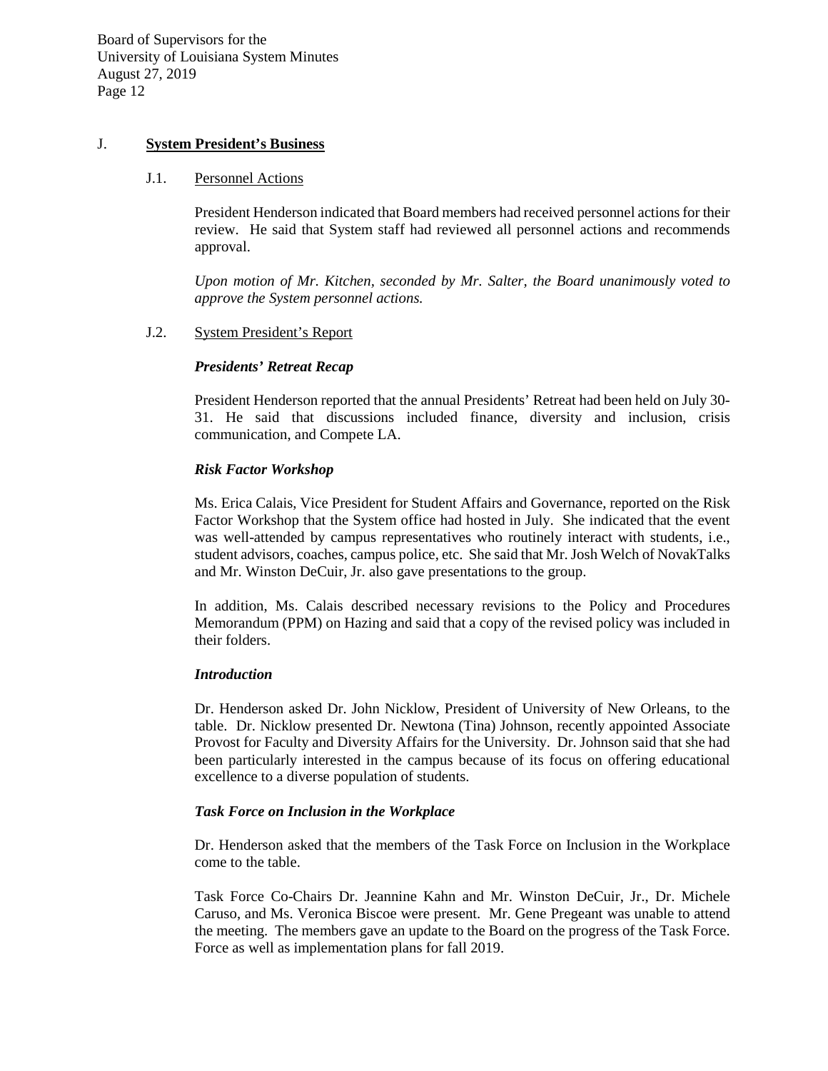## J. **System President's Business**

### J.1. Personnel Actions

President Henderson indicated that Board members had received personnel actions for their review. He said that System staff had reviewed all personnel actions and recommends approval.

*Upon motion of Mr. Kitchen, seconded by Mr. Salter, the Board unanimously voted to approve the System personnel actions.*

### J.2. System President's Report

***Presidents' Retreat Recap***

President Henderson reported that the annual Presidents' Retreat had been held on July 30-31. He said that discussions included finance, diversity and inclusion, crisis communication, and Compete LA.

***Risk Factor Workshop***

Ms. Erica Calais, Vice President for Student Affairs and Governance, reported on the Risk Factor Workshop that the System office had hosted in July. She indicated that the event was well-attended by campus representatives who routinely interact with students, i.e., student advisors, coaches, campus police, etc. She said that Mr. Josh Welch of NovakTalks and Mr. Winston DeCuir, Jr. also gave presentations to the group.

In addition, Ms. Calais described necessary revisions to the Policy and Procedures Memorandum (PPM) on Hazing and said that a copy of the revised policy was included in their folders.

***Introduction***

Dr. Henderson asked Dr. John Nicklow, President of University of New Orleans, to the table. Dr. Nicklow presented Dr. Newtona (Tina) Johnson, recently appointed Associate Provost for Faculty and Diversity Affairs for the University. Dr. Johnson said that she had been particularly interested in the campus because of its focus on offering educational excellence to a diverse population of students.

***Task Force on Inclusion in the Workplace***

Dr. Henderson asked that the members of the Task Force on Inclusion in the Workplace come to the table.

Task Force Co-Chairs Dr. Jeannine Kahn and Mr. Winston DeCuir, Jr., Dr. Michele Caruso, and Ms. Veronica Biscoe were present. Mr. Gene Pregeant was unable to attend the meeting. The members gave an update to the Board on the progress of the Task Force. Force as well as implementation plans for fall 2019.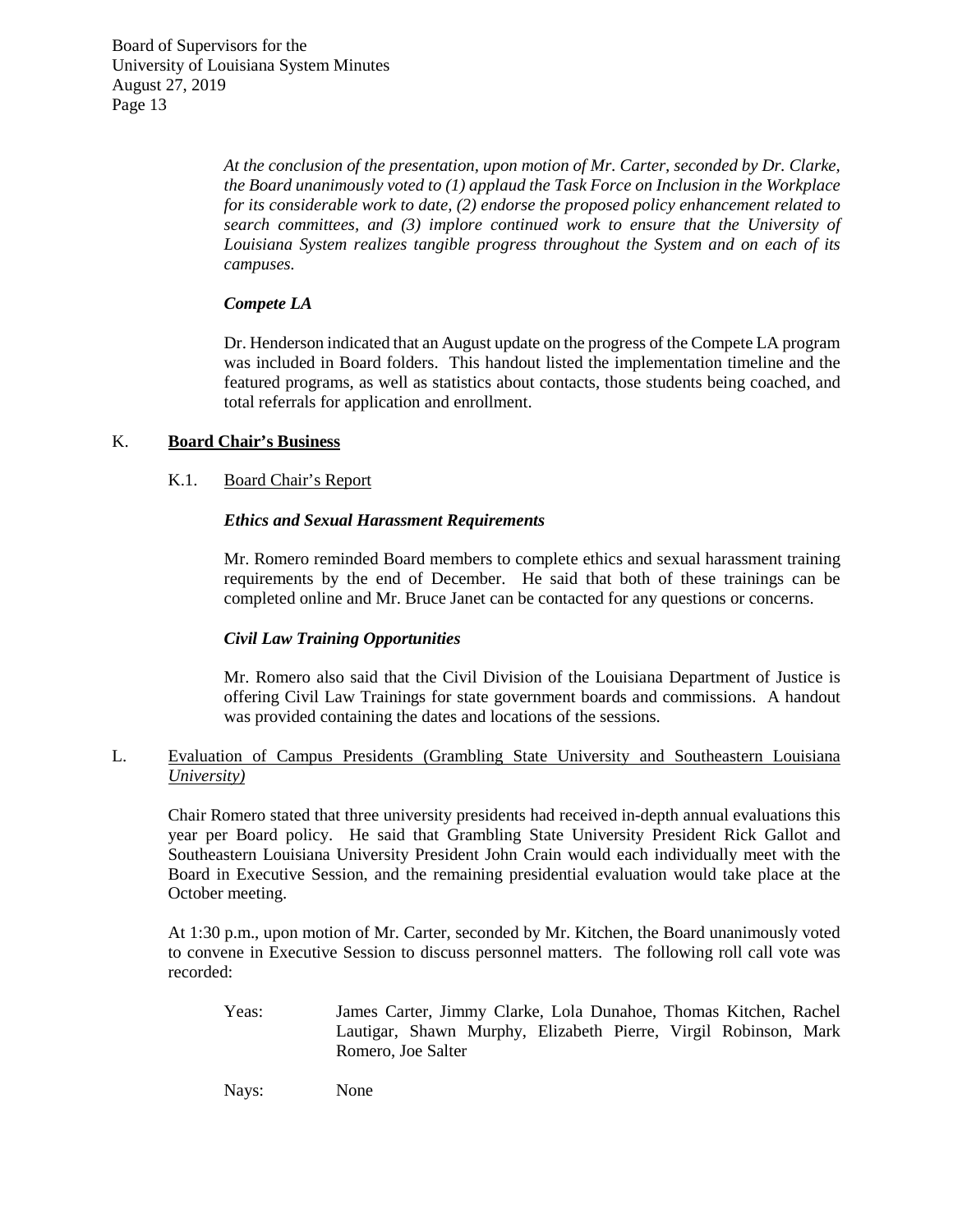*At the conclusion of the presentation, upon motion of Mr. Carter, seconded by Dr. Clarke, the Board unanimously voted to (1) applaud the Task Force on Inclusion in the Workplace for its considerable work to date, (2) endorse the proposed policy enhancement related to search committees, and (3) implore continued work to ensure that the University of Louisiana System realizes tangible progress throughout the System and on each of its campuses.*

***Compete LA***

Dr. Henderson indicated that an August update on the progress of the Compete LA program was included in Board folders. This handout listed the implementation timeline and the featured programs, as well as statistics about contacts, those students being coached, and total referrals for application and enrollment.

K. **Board Chair's Business**

K.1. Board Chair's Report

***Ethics and Sexual Harassment Requirements***

Mr. Romero reminded Board members to complete ethics and sexual harassment training requirements by the end of December. He said that both of these trainings can be completed online and Mr. Bruce Janet can be contacted for any questions or concerns.

***Civil Law Training Opportunities***

Mr. Romero also said that the Civil Division of the Louisiana Department of Justice is offering Civil Law Trainings for state government boards and commissions. A handout was provided containing the dates and locations of the sessions.

L. Evaluation of Campus Presidents (Grambling State University and Southeastern Louisiana *University)*

Chair Romero stated that three university presidents had received in-depth annual evaluations this year per Board policy. He said that Grambling State University President Rick Gallot and Southeastern Louisiana University President John Crain would each individually meet with the Board in Executive Session, and the remaining presidential evaluation would take place at the October meeting.

At 1:30 p.m., upon motion of Mr. Carter, seconded by Mr. Kitchen, the Board unanimously voted to convene in Executive Session to discuss personnel matters. The following roll call vote was recorded:

Yeas: James Carter, Jimmy Clarke, Lola Dunahoe, Thomas Kitchen, Rachel Lautigar, Shawn Murphy, Elizabeth Pierre, Virgil Robinson, Mark Romero, Joe Salter

Nays: None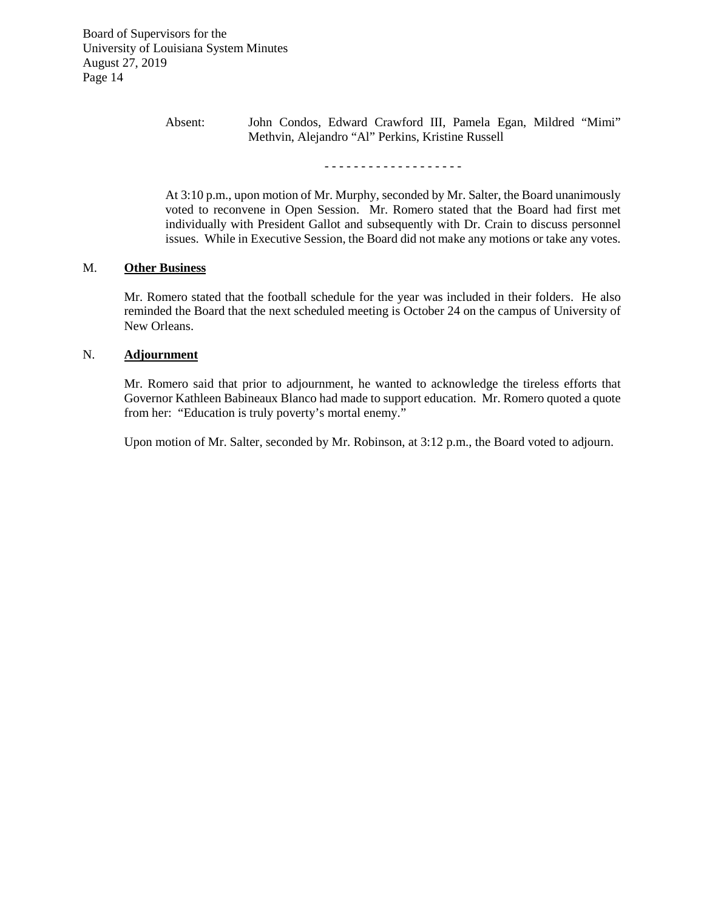Absent: John Condos, Edward Crawford III, Pamela Egan, Mildred "Mimi" Methvin, Alejandro "Al" Perkins, Kristine Russell

\- - - - - - - - - - - - - - - - - - -

At 3:10 p.m., upon motion of Mr. Murphy, seconded by Mr. Salter, the Board unanimously voted to reconvene in Open Session. Mr. Romero stated that the Board had first met individually with President Gallot and subsequently with Dr. Crain to discuss personnel issues. While in Executive Session, the Board did not make any motions or take any votes.

## M. **Other Business**

Mr. Romero stated that the football schedule for the year was included in their folders. He also reminded the Board that the next scheduled meeting is October 24 on the campus of University of New Orleans.

## N. **Adjournment**

Mr. Romero said that prior to adjournment, he wanted to acknowledge the tireless efforts that Governor Kathleen Babineaux Blanco had made to support education. Mr. Romero quoted a quote from her: "Education is truly poverty's mortal enemy."

Upon motion of Mr. Salter, seconded by Mr. Robinson, at 3:12 p.m., the Board voted to adjourn.